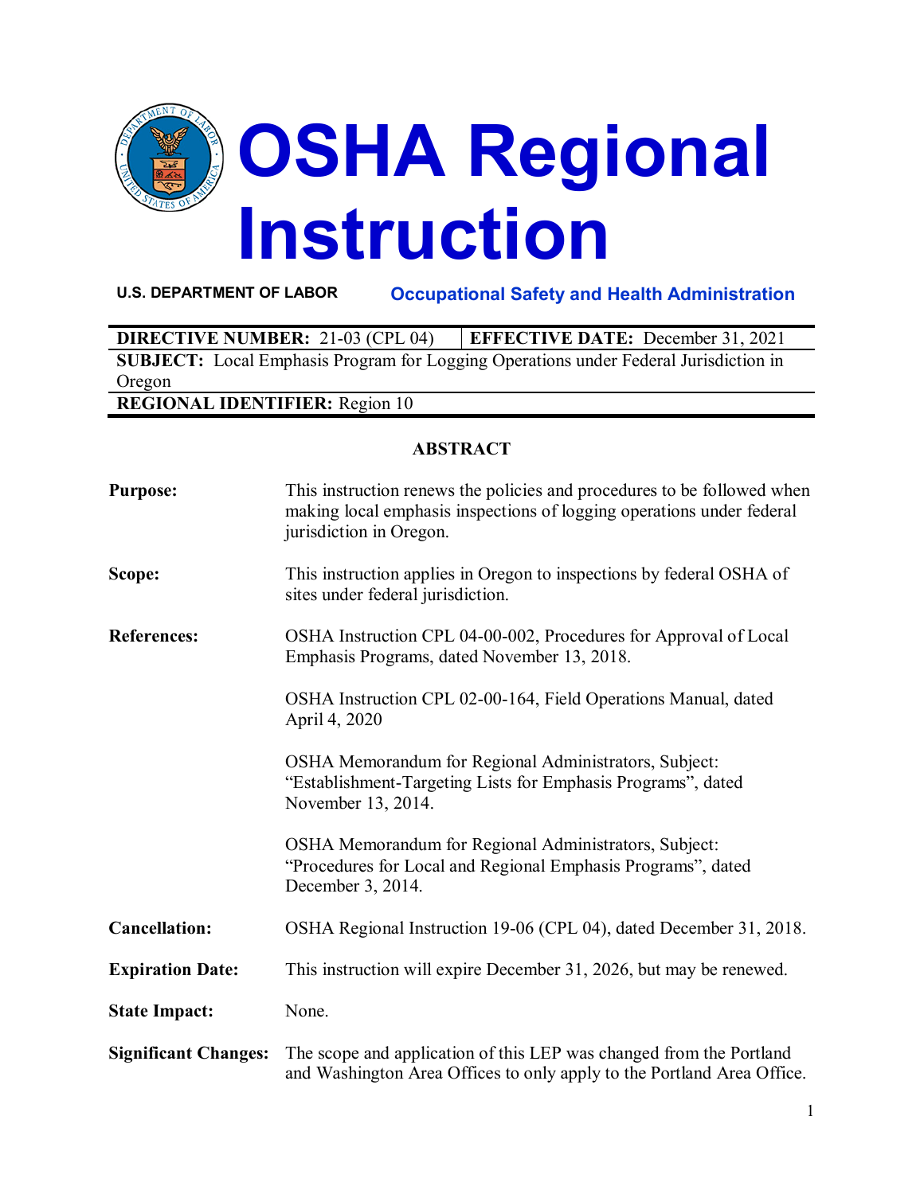# OSHA Regional Instruction

**U.S. DEPARTMENT OF LABOR** | **Occupational Safety and Health Administration**

| | |
|---|---|
| **DIRECTIVE NUMBER:** 21-03 (CPL 04) | **EFFECTIVE DATE:** December 31, 2021 |
| **SUBJECT:** Local Emphasis Program for Logging Operations under Federal Jurisdiction in Oregon | |
| **REGIONAL IDENTIFIER:** Region 10 | |

## ABSTRACT

**Purpose:** This instruction renews the policies and procedures to be followed when making local emphasis inspections of logging operations under federal jurisdiction in Oregon.

**Scope:** This instruction applies in Oregon to inspections by federal OSHA of sites under federal jurisdiction.

**References:** OSHA Instruction CPL 04-00-002, Procedures for Approval of Local Emphasis Programs, dated November 13, 2018.

OSHA Instruction CPL 02-00-164, Field Operations Manual, dated April 4, 2020

OSHA Memorandum for Regional Administrators, Subject: "Establishment-Targeting Lists for Emphasis Programs", dated November 13, 2014.

OSHA Memorandum for Regional Administrators, Subject: "Procedures for Local and Regional Emphasis Programs", dated December 3, 2014.

**Cancellation:** OSHA Regional Instruction 19-06 (CPL 04), dated December 31, 2018.

**Expiration Date:** This instruction will expire December 31, 2026, but may be renewed.

**State Impact:** None.

**Significant Changes:** The scope and application of this LEP was changed from the Portland and Washington Area Offices to only apply to the Portland Area Office.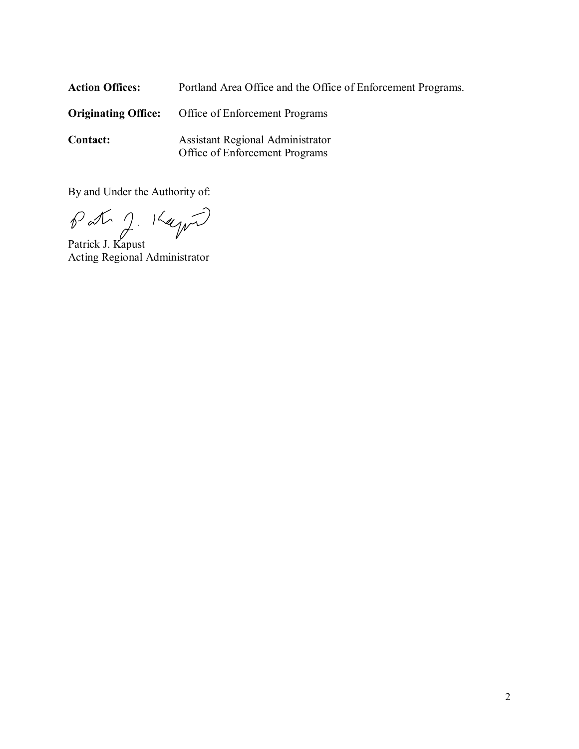**Action Offices:** Portland Area Office and the Office of Enforcement Programs.

**Originating Office:** Office of Enforcement Programs

**Contact:** Assistant Regional Administrator
Office of Enforcement Programs

By and Under the Authority of:

Patrick J. Kapust
Acting Regional Administrator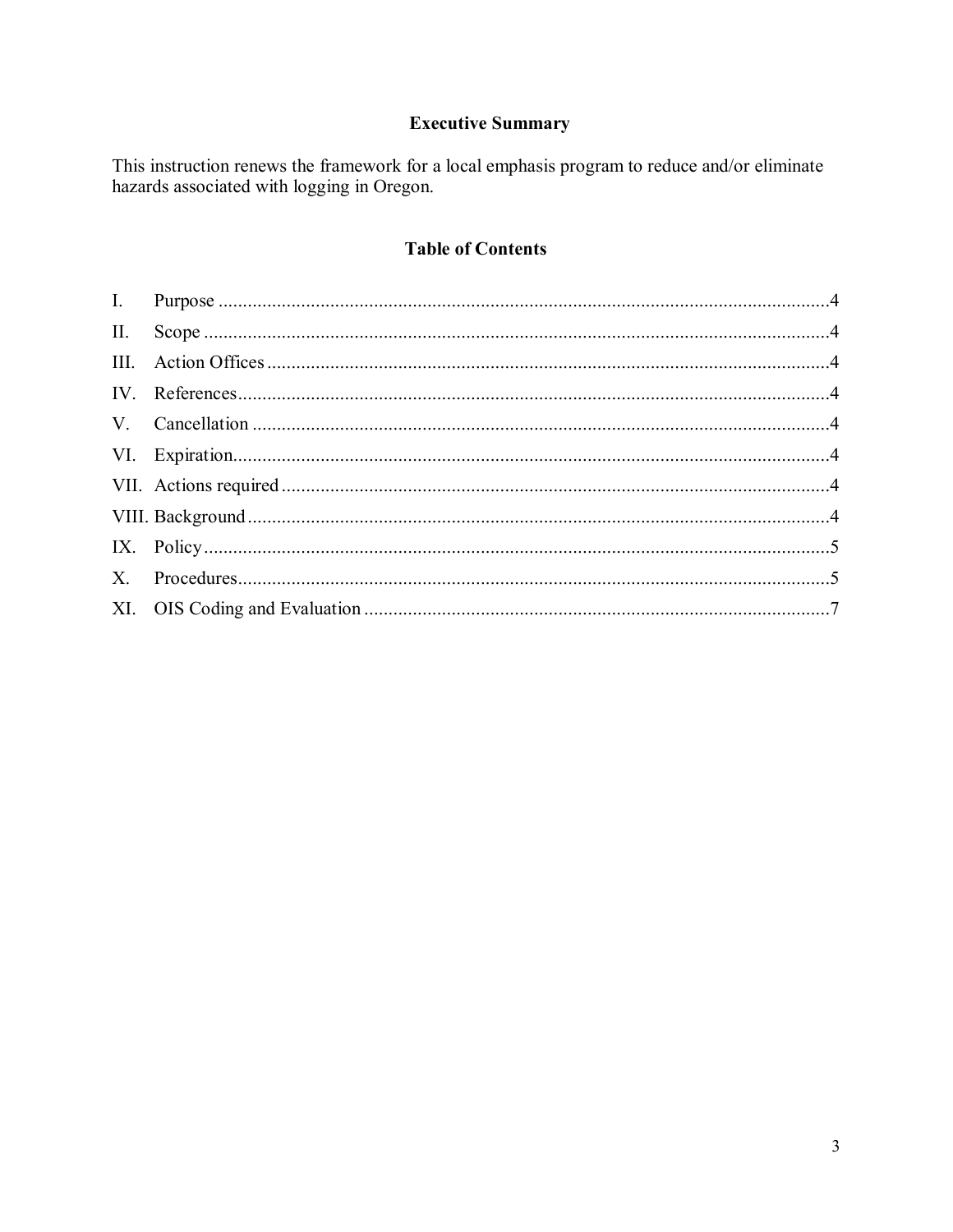## Executive Summary

This instruction renews the framework for a local emphasis program to reduce and/or eliminate hazards associated with logging in Oregon.

## Table of Contents

I. Purpose ....................................................................................................................4
II. Scope ........................................................................................................................4
III. Action Offices ..........................................................................................................4
IV. References................................................................................................................4
V. Cancellation .............................................................................................................4
VI. Expiration.................................................................................................................4
VII. Actions required .......................................................................................................4
VIII. Background ..............................................................................................................4
IX. Policy ........................................................................................................................5
X. Procedures.................................................................................................................5
XI. OIS Coding and Evaluation ......................................................................................7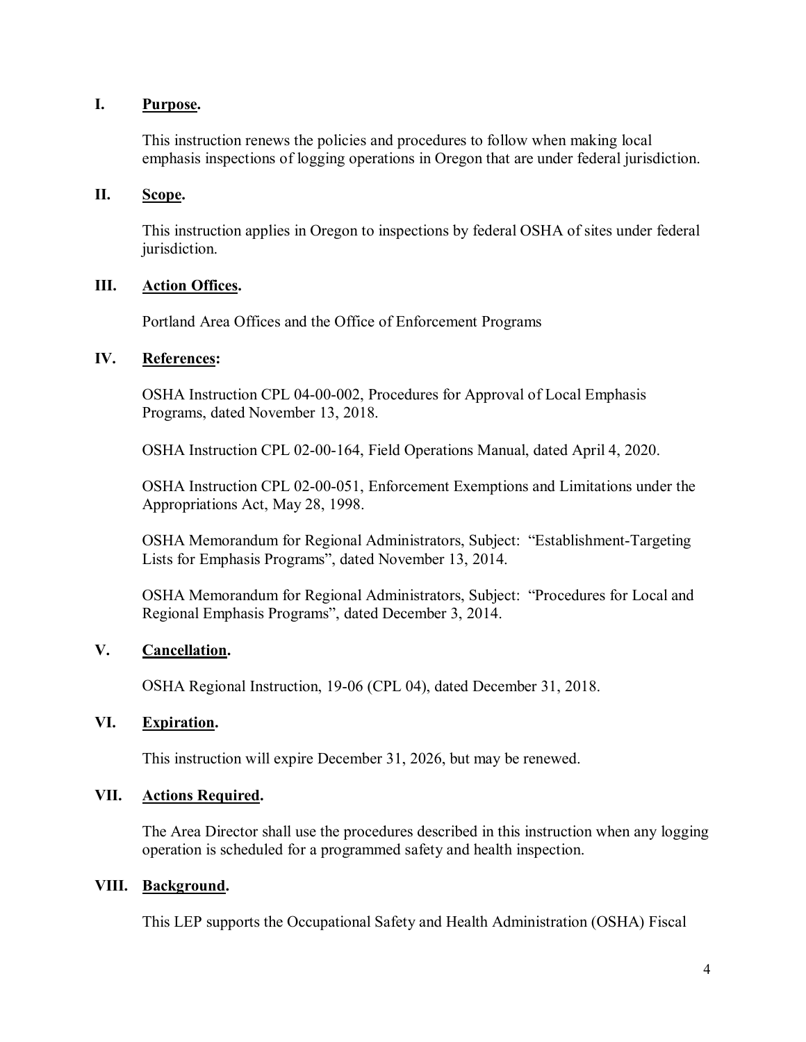## I. Purpose.

This instruction renews the policies and procedures to follow when making local emphasis inspections of logging operations in Oregon that are under federal jurisdiction.

## II. Scope.

This instruction applies in Oregon to inspections by federal OSHA of sites under federal jurisdiction.

## III. Action Offices.

Portland Area Offices and the Office of Enforcement Programs

## IV. References:

OSHA Instruction CPL 04-00-002, Procedures for Approval of Local Emphasis Programs, dated November 13, 2018.

OSHA Instruction CPL 02-00-164, Field Operations Manual, dated April 4, 2020.

OSHA Instruction CPL 02-00-051, Enforcement Exemptions and Limitations under the Appropriations Act, May 28, 1998.

OSHA Memorandum for Regional Administrators, Subject: "Establishment-Targeting Lists for Emphasis Programs", dated November 13, 2014.

OSHA Memorandum for Regional Administrators, Subject: "Procedures for Local and Regional Emphasis Programs", dated December 3, 2014.

## V. Cancellation.

OSHA Regional Instruction, 19-06 (CPL 04), dated December 31, 2018.

## VI. Expiration.

This instruction will expire December 31, 2026, but may be renewed.

## VII. Actions Required.

The Area Director shall use the procedures described in this instruction when any logging operation is scheduled for a programmed safety and health inspection.

## VIII. Background.

This LEP supports the Occupational Safety and Health Administration (OSHA) Fiscal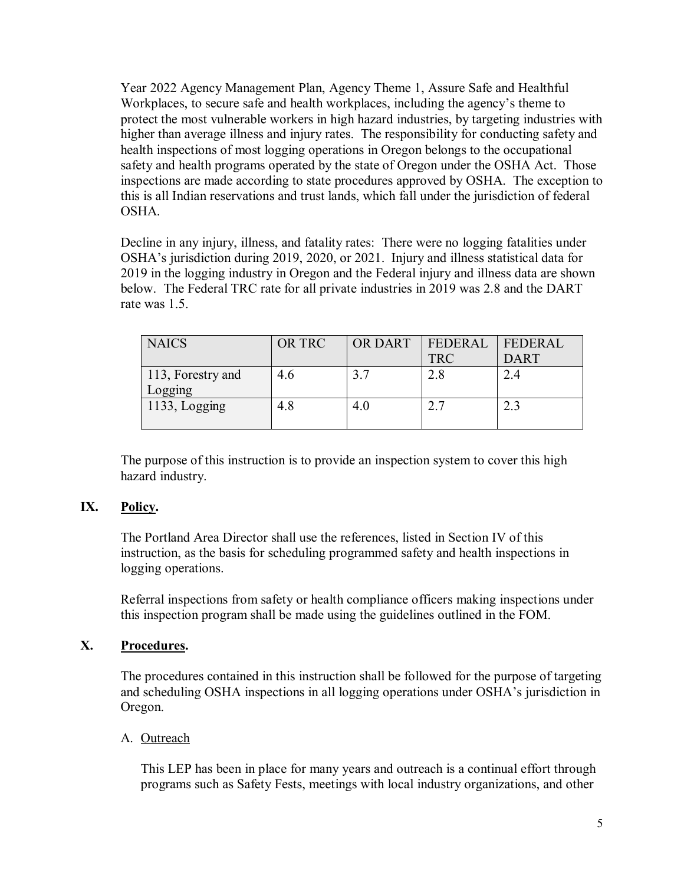Year 2022 Agency Management Plan, Agency Theme 1, Assure Safe and Healthful Workplaces, to secure safe and health workplaces, including the agency's theme to protect the most vulnerable workers in high hazard industries, by targeting industries with higher than average illness and injury rates. The responsibility for conducting safety and health inspections of most logging operations in Oregon belongs to the occupational safety and health programs operated by the state of Oregon under the OSHA Act. Those inspections are made according to state procedures approved by OSHA. The exception to this is all Indian reservations and trust lands, which fall under the jurisdiction of federal OSHA.

Decline in any injury, illness, and fatality rates: There were no logging fatalities under OSHA's jurisdiction during 2019, 2020, or 2021. Injury and illness statistical data for 2019 in the logging industry in Oregon and the Federal injury and illness data are shown below. The Federal TRC rate for all private industries in 2019 was 2.8 and the DART rate was 1.5.

| NAICS | OR TRC | OR DART | FEDERAL TRC | FEDERAL DART |
|---|---|---|---|---|
| 113, Forestry and Logging | 4.6 | 3.7 | 2.8 | 2.4 |
| 1133, Logging | 4.8 | 4.0 | 2.7 | 2.3 |

The purpose of this instruction is to provide an inspection system to cover this high hazard industry.

## IX. **Policy**.

The Portland Area Director shall use the references, listed in Section IV of this instruction, as the basis for scheduling programmed safety and health inspections in logging operations.

Referral inspections from safety or health compliance officers making inspections under this inspection program shall be made using the guidelines outlined in the FOM.

## X. **Procedures**.

The procedures contained in this instruction shall be followed for the purpose of targeting and scheduling OSHA inspections in all logging operations under OSHA's jurisdiction in Oregon.

A. Outreach

This LEP has been in place for many years and outreach is a continual effort through programs such as Safety Fests, meetings with local industry organizations, and other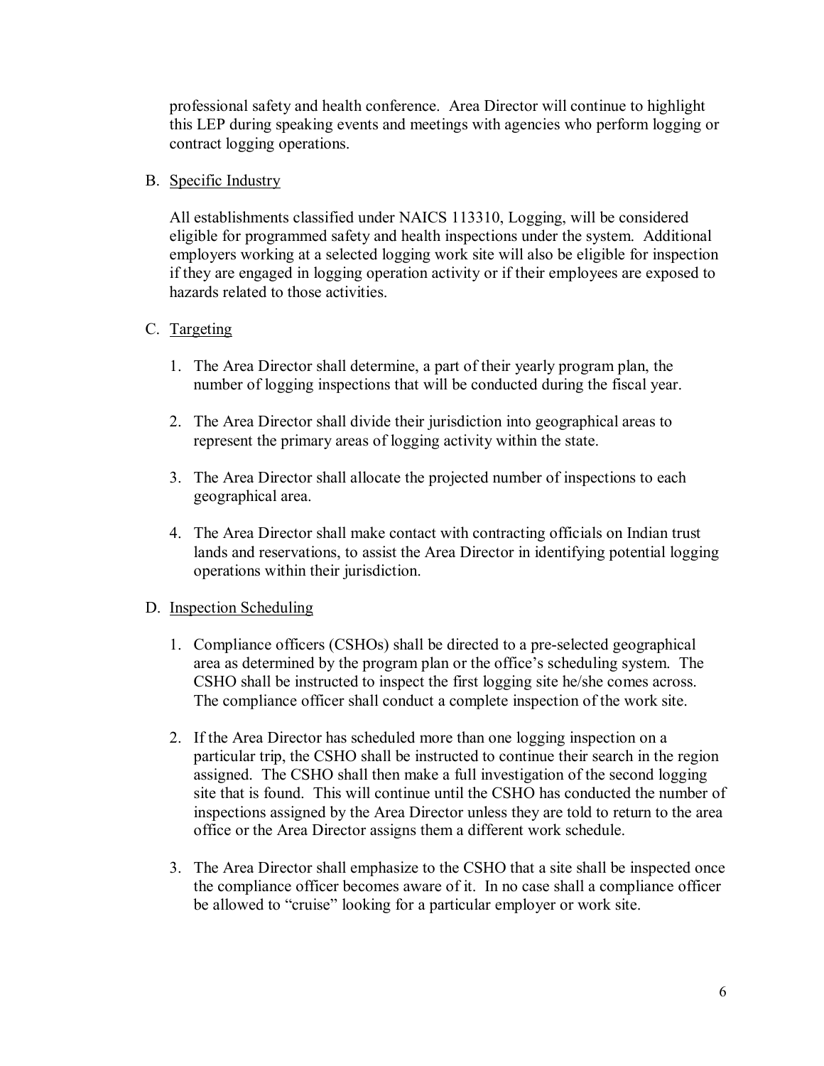professional safety and health conference. Area Director will continue to highlight this LEP during speaking events and meetings with agencies who perform logging or contract logging operations.

B. <u>Specific Industry</u>

All establishments classified under NAICS 113310, Logging, will be considered eligible for programmed safety and health inspections under the system. Additional employers working at a selected logging work site will also be eligible for inspection if they are engaged in logging operation activity or if their employees are exposed to hazards related to those activities.

C. <u>Targeting</u>

1. The Area Director shall determine, a part of their yearly program plan, the number of logging inspections that will be conducted during the fiscal year.

2. The Area Director shall divide their jurisdiction into geographical areas to represent the primary areas of logging activity within the state.

3. The Area Director shall allocate the projected number of inspections to each geographical area.

4. The Area Director shall make contact with contracting officials on Indian trust lands and reservations, to assist the Area Director in identifying potential logging operations within their jurisdiction.

D. <u>Inspection Scheduling</u>

1. Compliance officers (CSHOs) shall be directed to a pre-selected geographical area as determined by the program plan or the office's scheduling system. The CSHO shall be instructed to inspect the first logging site he/she comes across. The compliance officer shall conduct a complete inspection of the work site.

2. If the Area Director has scheduled more than one logging inspection on a particular trip, the CSHO shall be instructed to continue their search in the region assigned. The CSHO shall then make a full investigation of the second logging site that is found. This will continue until the CSHO has conducted the number of inspections assigned by the Area Director unless they are told to return to the area office or the Area Director assigns them a different work schedule.

3. The Area Director shall emphasize to the CSHO that a site shall be inspected once the compliance officer becomes aware of it. In no case shall a compliance officer be allowed to "cruise" looking for a particular employer or work site.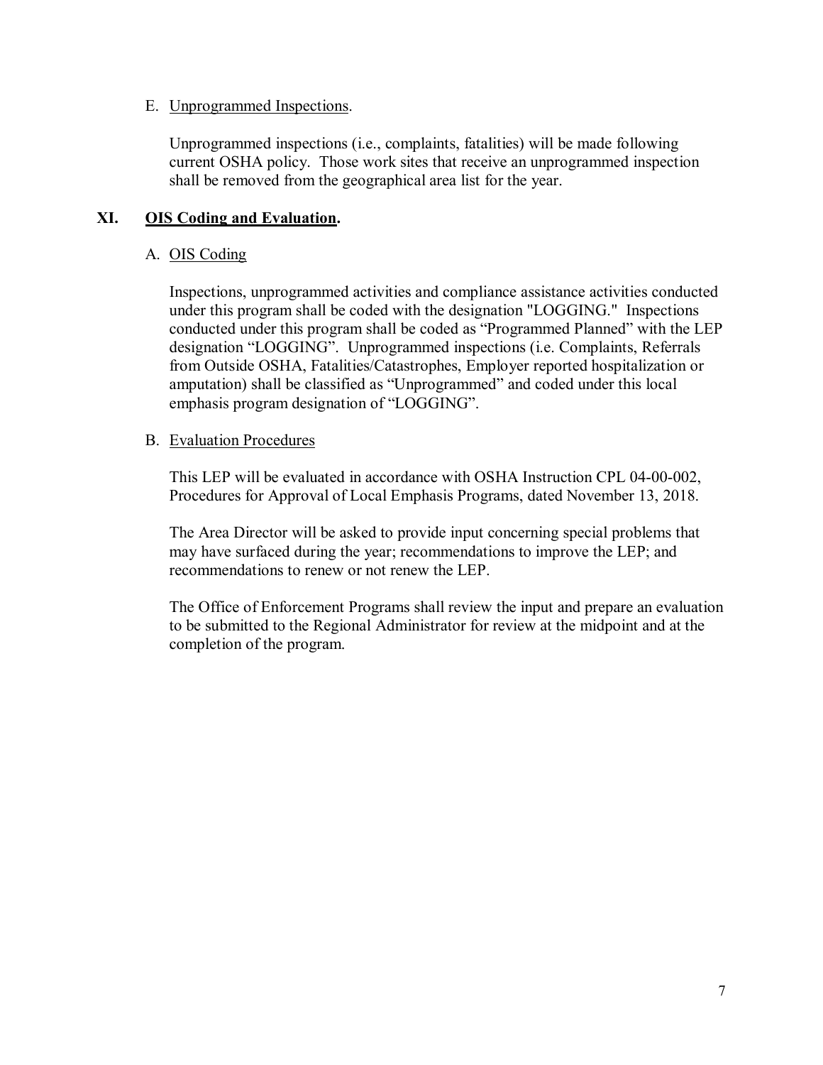E. Unprogrammed Inspections.

Unprogrammed inspections (i.e., complaints, fatalities) will be made following current OSHA policy. Those work sites that receive an unprogrammed inspection shall be removed from the geographical area list for the year.

## XI. OIS Coding and Evaluation.

A. OIS Coding

Inspections, unprogrammed activities and compliance assistance activities conducted under this program shall be coded with the designation "LOGGING." Inspections conducted under this program shall be coded as "Programmed Planned" with the LEP designation "LOGGING". Unprogrammed inspections (i.e. Complaints, Referrals from Outside OSHA, Fatalities/Catastrophes, Employer reported hospitalization or amputation) shall be classified as "Unprogrammed" and coded under this local emphasis program designation of "LOGGING".

B. Evaluation Procedures

This LEP will be evaluated in accordance with OSHA Instruction CPL 04-00-002, Procedures for Approval of Local Emphasis Programs, dated November 13, 2018.

The Area Director will be asked to provide input concerning special problems that may have surfaced during the year; recommendations to improve the LEP; and recommendations to renew or not renew the LEP.

The Office of Enforcement Programs shall review the input and prepare an evaluation to be submitted to the Regional Administrator for review at the midpoint and at the completion of the program.